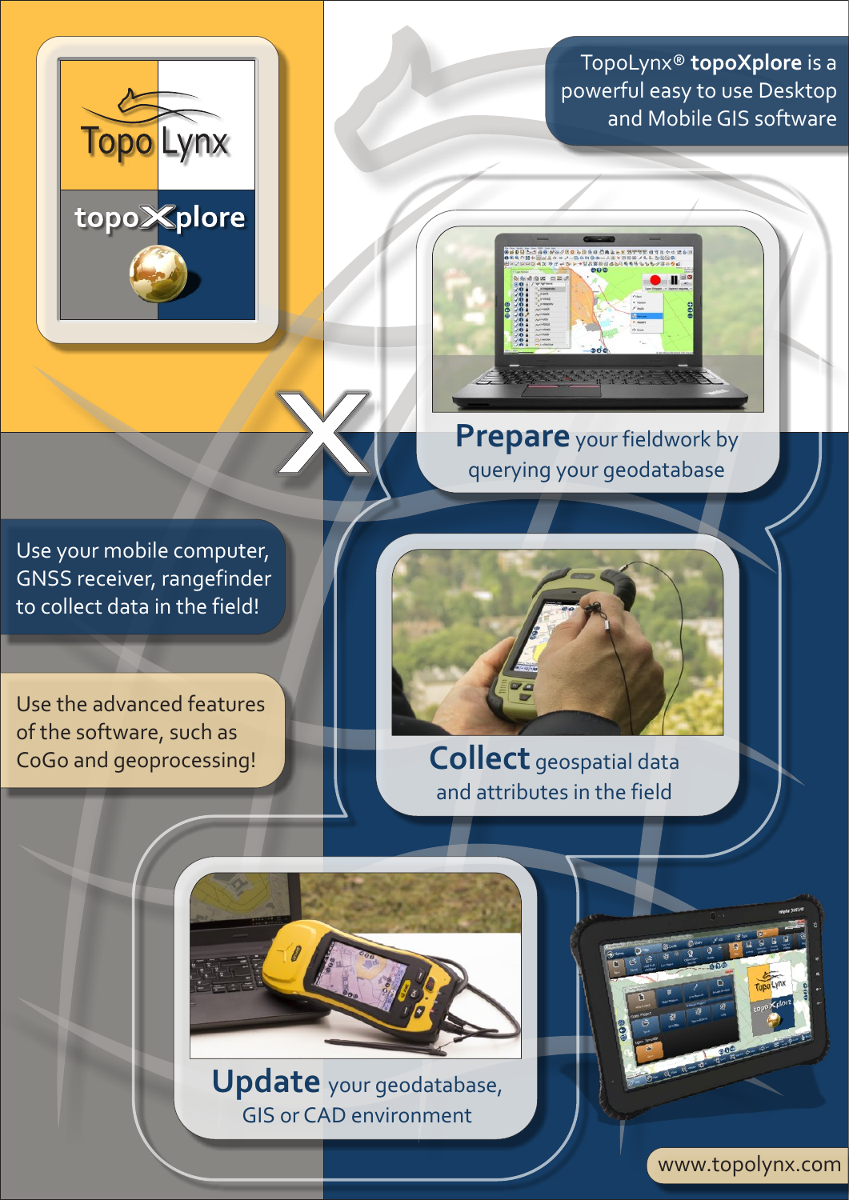# Topo Lynx topoXplore

TopoLynx® **topoXplore** is a powerful easy to use Desktop and Mobile GIS software

**Prepare** your fieldwork by querying your geodatabase

Use your mobile computer, GNSS receiver, rangefinder to collect data in the field!

**Collect** geospatial data and attributes in the field

Use the advanced features of the software, such as CoGo and geoprocessing!

**Update** your geodatabase, GIS or CAD environment

www.topolynx.com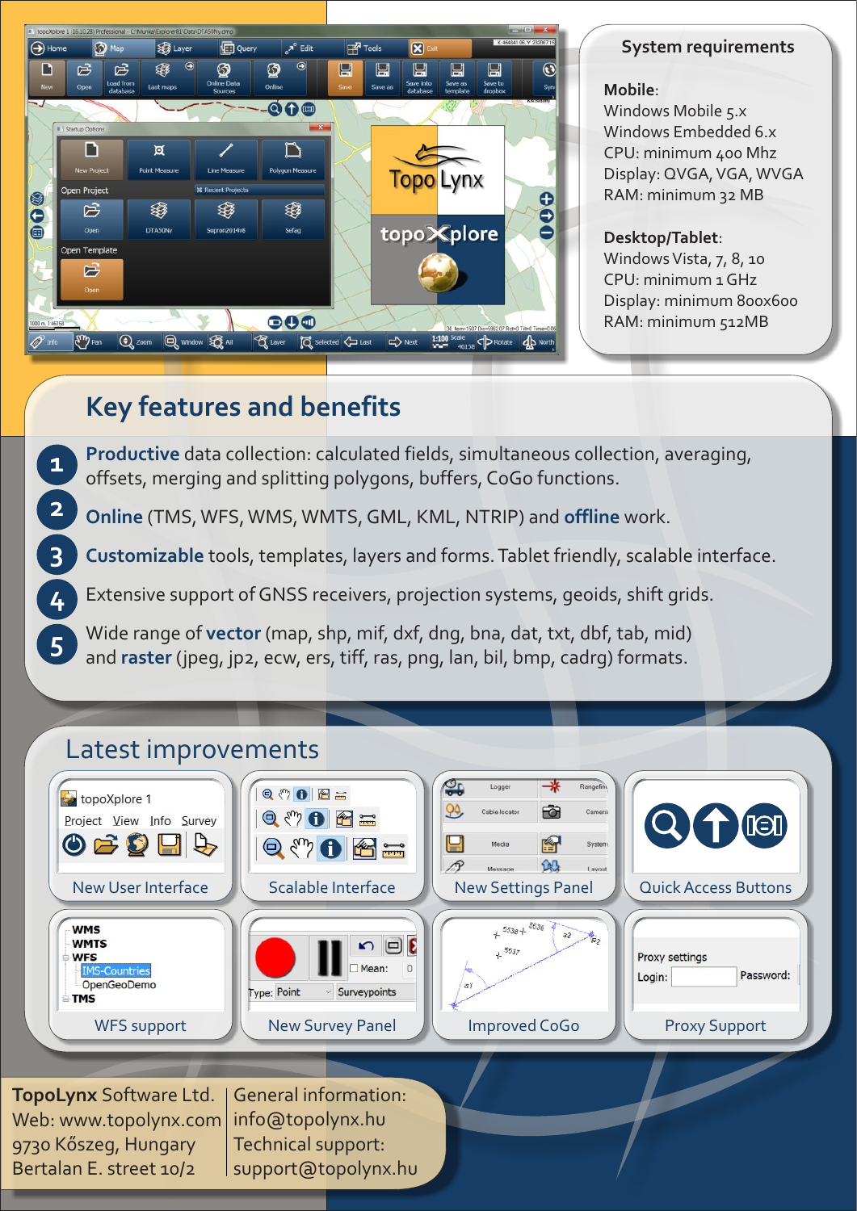## System requirements

**Mobile**:
Windows Mobile 5.x
Windows Embedded 6.x
CPU: minimum 400 Mhz
Display: QVGA, VGA, WVGA
RAM: minimum 32 MB

**Desktop/Tablet**:
Windows Vista, 7, 8, 10
CPU: minimum 1 GHz
Display: minimum 800x600
RAM: minimum 512MB

## Key features and benefits

1. **Productive** data collection: calculated fields, simultaneous collection, averaging, offsets, merging and splitting polygons, buffers, CoGo functions.
2. **Online** (TMS, WFS, WMS, WMTS, GML, KML, NTRIP) and **offline** work.
3. **Customizable** tools, templates, layers and forms. Tablet friendly, scalable interface.
4. Extensive support of GNSS receivers, projection systems, geoids, shift grids.
5. Wide range of **vector** (map, shp, mif, dxf, dng, bna, dat, txt, dbf, tab, mid) and **raster** (jpeg, jp2, ecw, ers, tiff, ras, png, lan, bil, bmp, cadrg) formats.

## Latest improvements

- New User Interface
- Scalable Interface
- New Settings Panel
- Quick Access Buttons
- WFS support
- New Survey Panel
- Improved CoGo
- Proxy Support

**TopoLynx** Software Ltd.
Web: www.topolynx.com
9730 Kőszeg, Hungary
Bertalan E. street 10/2

General information:
info@topolynx.hu
Technical support:
support@topolynx.hu